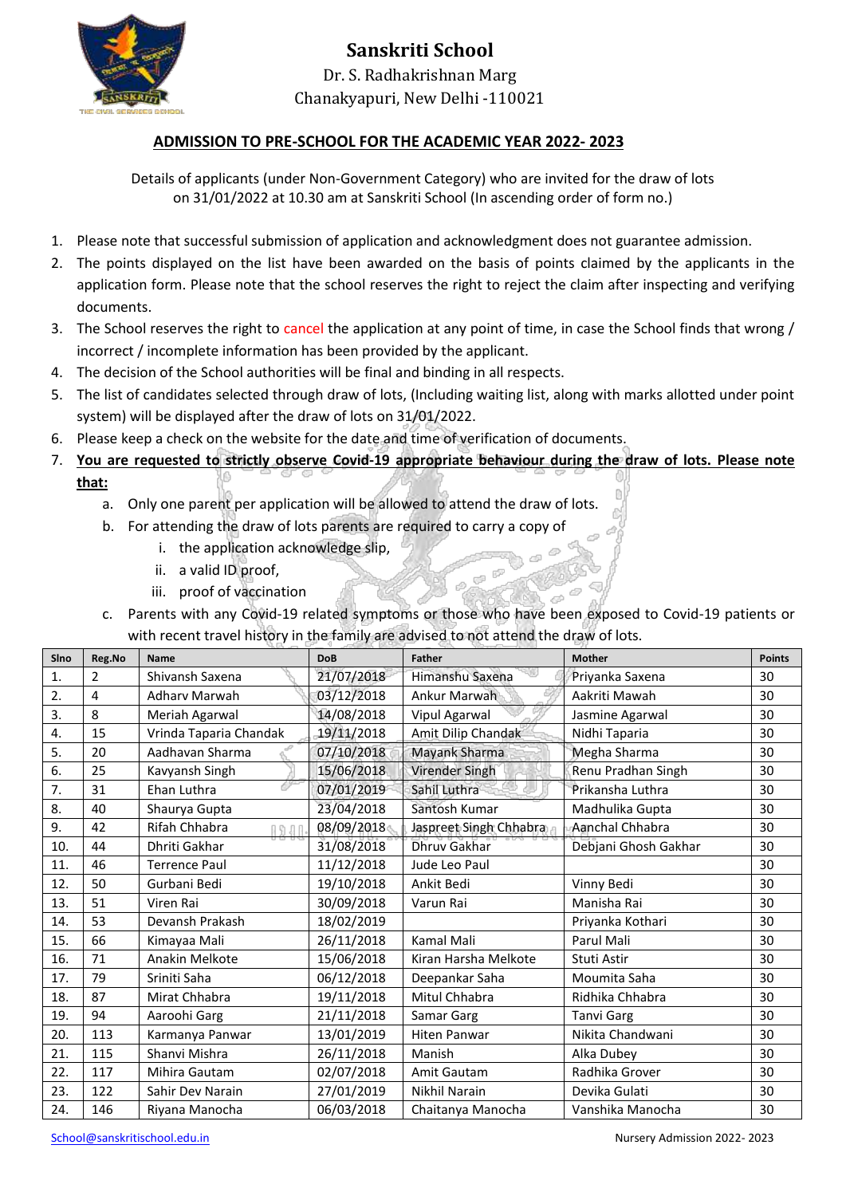# Sanskriti School

Dr. S. Radhakrishnan Marg
Chanakyapuri, New Delhi -110021

## ADMISSION TO PRE-SCHOOL FOR THE ACADEMIC YEAR 2022- 2023

Details of applicants (under Non-Government Category) who are invited for the draw of lots on 31/01/2022 at 10.30 am at Sanskriti School (In ascending order of form no.)

1. Please note that successful submission of application and acknowledgment does not guarantee admission.
2. The points displayed on the list have been awarded on the basis of points claimed by the applicants in the application form. Please note that the school reserves the right to reject the claim after inspecting and verifying documents.
3. The School reserves the right to cancel the application at any point of time, in case the School finds that wrong / incorrect / incomplete information has been provided by the applicant.
4. The decision of the School authorities will be final and binding in all respects.
5. The list of candidates selected through draw of lots, (Including waiting list, along with marks allotted under point system) will be displayed after the draw of lots on 31/01/2022.
6. Please keep a check on the website for the date and time of verification of documents.
7. **You are requested to strictly observe Covid-19 appropriate behaviour during the draw of lots. Please note that:**
   a. Only one parent per application will be allowed to attend the draw of lots.
   b. For attending the draw of lots parents are required to carry a copy of
      i. the application acknowledge slip,
      ii. a valid ID proof,
      iii. proof of vaccination
   c. Parents with any Covid-19 related symptoms or those who have been exposed to Covid-19 patients or with recent travel history in the family are advised to not attend the draw of lots.

| Slno | Reg.No | Name | DoB | Father | Mother | Points |
|---|---|---|---|---|---|---|
| 1. | 2 | Shivansh Saxena | 21/07/2018 | Himanshu Saxena | Priyanka Saxena | 30 |
| 2. | 4 | Adharv Marwah | 03/12/2018 | Ankur Marwah | Aakriti Mawah | 30 |
| 3. | 8 | Meriah Agarwal | 14/08/2018 | Vipul Agarwal | Jasmine Agarwal | 30 |
| 4. | 15 | Vrinda Taparia Chandak | 19/11/2018 | Amit Dilip Chandak | Nidhi Taparia | 30 |
| 5. | 20 | Aadhavan Sharma | 07/10/2018 | Mayank Sharma | Megha Sharma | 30 |
| 6. | 25 | Kavyansh Singh | 15/06/2018 | Virender Singh | Renu Pradhan Singh | 30 |
| 7. | 31 | Ehan Luthra | 07/01/2019 | Sahil Luthra | Prikansha Luthra | 30 |
| 8. | 40 | Shaurya Gupta | 23/04/2018 | Santosh Kumar | Madhulika Gupta | 30 |
| 9. | 42 | Rifah Chhabra | 08/09/2018 | Jaspreet Singh Chhabra | Aanchal Chhabra | 30 |
| 10. | 44 | Dhriti Gakhar | 31/08/2018 | Dhruv Gakhar | Debjani Ghosh Gakhar | 30 |
| 11. | 46 | Terrence Paul | 11/12/2018 | Jude Leo Paul | | 30 |
| 12. | 50 | Gurbani Bedi | 19/10/2018 | Ankit Bedi | Vinny Bedi | 30 |
| 13. | 51 | Viren Rai | 30/09/2018 | Varun Rai | Manisha Rai | 30 |
| 14. | 53 | Devansh Prakash | 18/02/2019 | | Priyanka Kothari | 30 |
| 15. | 66 | Kimayaa Mali | 26/11/2018 | Kamal Mali | Parul Mali | 30 |
| 16. | 71 | Anakin Melkote | 15/06/2018 | Kiran Harsha Melkote | Stuti Astir | 30 |
| 17. | 79 | Sriniti Saha | 06/12/2018 | Deepankar Saha | Moumita Saha | 30 |
| 18. | 87 | Mirat Chhabra | 19/11/2018 | Mitul Chhabra | Ridhika Chhabra | 30 |
| 19. | 94 | Aaroohi Garg | 21/11/2018 | Samar Garg | Tanvi Garg | 30 |
| 20. | 113 | Karmanya Panwar | 13/01/2019 | Hiten Panwar | Nikita Chandwani | 30 |
| 21. | 115 | Shanvi Mishra | 26/11/2018 | Manish | Alka Dubey | 30 |
| 22. | 117 | Mihira Gautam | 02/07/2018 | Amit Gautam | Radhika Grover | 30 |
| 23. | 122 | Sahir Dev Narain | 27/01/2019 | Nikhil Narain | Devika Gulati | 30 |
| 24. | 146 | Riyana Manocha | 06/03/2018 | Chaitanya Manocha | Vanshika Manocha | 30 |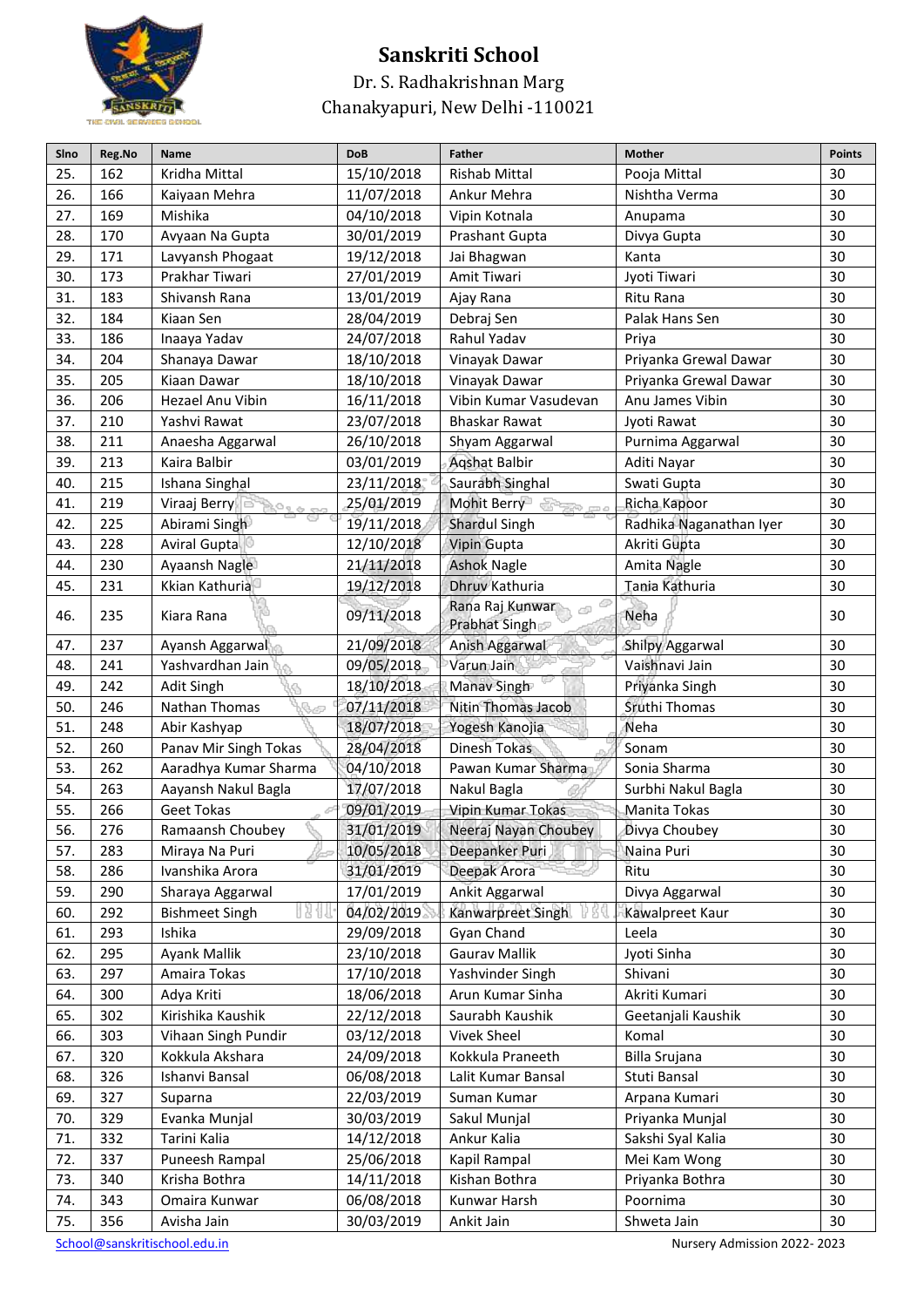# Sanskriti School

Dr. S. Radhakrishnan Marg
Chanakyapuri, New Delhi -110021

| Slno | Reg.No | Name | DoB | Father | Mother | Points |
|---|---|---|---|---|---|---|
| 25. | 162 | Kridha Mittal | 15/10/2018 | Rishab Mittal | Pooja Mittal | 30 |
| 26. | 166 | Kaiyaan Mehra | 11/07/2018 | Ankur Mehra | Nishtha Verma | 30 |
| 27. | 169 | Mishika | 04/10/2018 | Vipin Kotnala | Anupama | 30 |
| 28. | 170 | Avyaan Na Gupta | 30/01/2019 | Prashant Gupta | Divya Gupta | 30 |
| 29. | 171 | Lavyansh Phogaat | 19/12/2018 | Jai Bhagwan | Kanta | 30 |
| 30. | 173 | Prakhar Tiwari | 27/01/2019 | Amit Tiwari | Jyoti Tiwari | 30 |
| 31. | 183 | Shivansh Rana | 13/01/2019 | Ajay Rana | Ritu Rana | 30 |
| 32. | 184 | Kiaan Sen | 28/04/2019 | Debraj Sen | Palak Hans Sen | 30 |
| 33. | 186 | Inaaya Yadav | 24/07/2018 | Rahul Yadav | Priya | 30 |
| 34. | 204 | Shanaya Dawar | 18/10/2018 | Vinayak Dawar | Priyanka Grewal Dawar | 30 |
| 35. | 205 | Kiaan Dawar | 18/10/2018 | Vinayak Dawar | Priyanka Grewal Dawar | 30 |
| 36. | 206 | Hezael Anu Vibin | 16/11/2018 | Vibin Kumar Vasudevan | Anu James Vibin | 30 |
| 37. | 210 | Yashvi Rawat | 23/07/2018 | Bhaskar Rawat | Jyoti Rawat | 30 |
| 38. | 211 | Anaesha Aggarwal | 26/10/2018 | Shyam Aggarwal | Purnima Aggarwal | 30 |
| 39. | 213 | Kaira Balbir | 03/01/2019 | Aqshat Balbir | Aditi Nayar | 30 |
| 40. | 215 | Ishana Singhal | 23/11/2018 | Saurabh Singhal | Swati Gupta | 30 |
| 41. | 219 | Viraaj Berry | 25/01/2019 | Mohit Berry | Richa Kapoor | 30 |
| 42. | 225 | Abirami Singh | 19/11/2018 | Shardul Singh | Radhika Naganathan Iyer | 30 |
| 43. | 228 | Aviral Gupta | 12/10/2018 | Vipin Gupta | Akriti Gupta | 30 |
| 44. | 230 | Ayaansh Nagle | 21/11/2018 | Ashok Nagle | Amita Nagle | 30 |
| 45. | 231 | Kkian Kathuria | 19/12/2018 | Dhruv Kathuria | Tania Kathuria | 30 |
| 46. | 235 | Kiara Rana | 09/11/2018 | Rana Raj Kunwar Prabhat Singh | Neha | 30 |
| 47. | 237 | Ayansh Aggarwal | 21/09/2018 | Anish Aggarwal | Shilpy Aggarwal | 30 |
| 48. | 241 | Yashvardhan Jain | 09/05/2018 | Varun Jain | Vaishnavi Jain | 30 |
| 49. | 242 | Adit Singh | 18/10/2018 | Manav Singh | Priyanka Singh | 30 |
| 50. | 246 | Nathan Thomas | 07/11/2018 | Nitin Thomas Jacob | Sruthi Thomas | 30 |
| 51. | 248 | Abir Kashyap | 18/07/2018 | Yogesh Kanojia | Neha | 30 |
| 52. | 260 | Panav Mir Singh Tokas | 28/04/2018 | Dinesh Tokas | Sonam | 30 |
| 53. | 262 | Aaradhya Kumar Sharma | 04/10/2018 | Pawan Kumar Sharma | Sonia Sharma | 30 |
| 54. | 263 | Aayansh Nakul Bagla | 17/07/2018 | Nakul Bagla | Surbhi Nakul Bagla | 30 |
| 55. | 266 | Geet Tokas | 09/01/2019 | Vipin Kumar Tokas | Manita Tokas | 30 |
| 56. | 276 | Ramaansh Choubey | 31/01/2019 | Neeraj Nayan Choubey | Divya Choubey | 30 |
| 57. | 283 | Miraya Na Puri | 10/05/2018 | Deepanker Puri | Naina Puri | 30 |
| 58. | 286 | Ivanshika Arora | 31/01/2019 | Deepak Arora | Ritu | 30 |
| 59. | 290 | Sharaya Aggarwal | 17/01/2019 | Ankit Aggarwal | Divya Aggarwal | 30 |
| 60. | 292 | Bishmeet Singh | 04/02/2019 | Kanwarpreet Singh | Kawalpreet Kaur | 30 |
| 61. | 293 | Ishika | 29/09/2018 | Gyan Chand | Leela | 30 |
| 62. | 295 | Ayank Mallik | 23/10/2018 | Gaurav Mallik | Jyoti Sinha | 30 |
| 63. | 297 | Amaira Tokas | 17/10/2018 | Yashvinder Singh | Shivani | 30 |
| 64. | 300 | Adya Kriti | 18/06/2018 | Arun Kumar Sinha | Akriti Kumari | 30 |
| 65. | 302 | Kirishika Kaushik | 22/12/2018 | Saurabh Kaushik | Geetanjali Kaushik | 30 |
| 66. | 303 | Vihaan Singh Pundir | 03/12/2018 | Vivek Sheel | Komal | 30 |
| 67. | 320 | Kokkula Akshara | 24/09/2018 | Kokkula Praneeth | Billa Srujana | 30 |
| 68. | 326 | Ishanvi Bansal | 06/08/2018 | Lalit Kumar Bansal | Stuti Bansal | 30 |
| 69. | 327 | Suparna | 22/03/2019 | Suman Kumar | Arpana Kumari | 30 |
| 70. | 329 | Evanka Munjal | 30/03/2019 | Sakul Munjal | Priyanka Munjal | 30 |
| 71. | 332 | Tarini Kalia | 14/12/2018 | Ankur Kalia | Sakshi Syal Kalia | 30 |
| 72. | 337 | Puneesh Rampal | 25/06/2018 | Kapil Rampal | Mei Kam Wong | 30 |
| 73. | 340 | Krisha Bothra | 14/11/2018 | Kishan Bothra | Priyanka Bothra | 30 |
| 74. | 343 | Omaira Kunwar | 06/08/2018 | Kunwar Harsh | Poornima | 30 |
| 75. | 356 | Avisha Jain | 30/03/2019 | Ankit Jain | Shweta Jain | 30 |

School@sanskritischool.edu.in — Nursery Admission 2022- 2023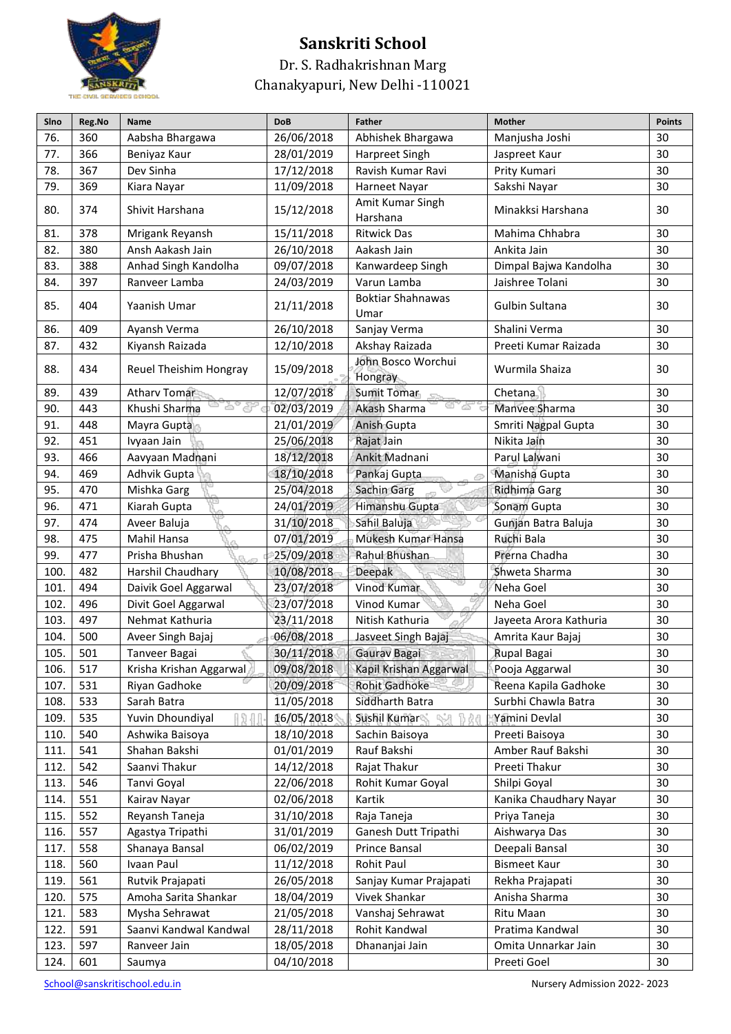# Sanskriti School

Dr. S. Radhakrishnan Marg

Chanakyapuri, New Delhi -110021

| Slno | Reg.No | Name | DoB | Father | Mother | Points |
|---|---|---|---|---|---|---|
| 76. | 360 | Aabsha Bhargawa | 26/06/2018 | Abhishek Bhargawa | Manjusha Joshi | 30 |
| 77. | 366 | Beniyaz Kaur | 28/01/2019 | Harpreet Singh | Jaspreet Kaur | 30 |
| 78. | 367 | Dev Sinha | 17/12/2018 | Ravish Kumar Ravi | Prity Kumari | 30 |
| 79. | 369 | Kiara Nayar | 11/09/2018 | Harneet Nayar | Sakshi Nayar | 30 |
| 80. | 374 | Shivit Harshana | 15/12/2018 | Amit Kumar Singh Harshana | Minakksi Harshana | 30 |
| 81. | 378 | Mrigank Reyansh | 15/11/2018 | Ritwick Das | Mahima Chhabra | 30 |
| 82. | 380 | Ansh Aakash Jain | 26/10/2018 | Aakash Jain | Ankita Jain | 30 |
| 83. | 388 | Anhad Singh Kandolha | 09/07/2018 | Kanwardeep Singh | Dimpal Bajwa Kandolha | 30 |
| 84. | 397 | Ranveer Lamba | 24/03/2019 | Varun Lamba | Jaishree Tolani | 30 |
| 85. | 404 | Yaanish Umar | 21/11/2018 | Boktiar Shahnawas Umar | Gulbin Sultana | 30 |
| 86. | 409 | Ayansh Verma | 26/10/2018 | Sanjay Verma | Shalini Verma | 30 |
| 87. | 432 | Kiyansh Raizada | 12/10/2018 | Akshay Raizada | Preeti Kumar Raizada | 30 |
| 88. | 434 | Reuel Theishim Hongray | 15/09/2018 | John Bosco Worchui Hongray | Wurmila Shaiza | 30 |
| 89. | 439 | Atharv Tomar | 12/07/2018 | Sumit Tomar | Chetana | 30 |
| 90. | 443 | Khushi Sharma | 02/03/2019 | Akash Sharma | Manvee Sharma | 30 |
| 91. | 448 | Mayra Gupta | 21/01/2019 | Anish Gupta | Smriti Nagpal Gupta | 30 |
| 92. | 451 | Ivyaan Jain | 25/06/2018 | Rajat Jain | Nikita Jain | 30 |
| 93. | 466 | Aavyaan Madnani | 18/12/2018 | Ankit Madnani | Parul Lalwani | 30 |
| 94. | 469 | Adhvik Gupta | 18/10/2018 | Pankaj Gupta | Manisha Gupta | 30 |
| 95. | 470 | Mishka Garg | 25/04/2018 | Sachin Garg | Ridhima Garg | 30 |
| 96. | 471 | Kiarah Gupta | 24/01/2019 | Himanshu Gupta | Sonam Gupta | 30 |
| 97. | 474 | Aveer Baluja | 31/10/2018 | Sahil Baluja | Gunjan Batra Baluja | 30 |
| 98. | 475 | Mahil Hansa | 07/01/2019 | Mukesh Kumar Hansa | Ruchi Bala | 30 |
| 99. | 477 | Prisha Bhushan | 25/09/2018 | Rahul Bhushan | Prerna Chadha | 30 |
| 100. | 482 | Harshil Chaudhary | 10/08/2018 | Deepak | Shweta Sharma | 30 |
| 101. | 494 | Daivik Goel Aggarwal | 23/07/2018 | Vinod Kumar | Neha Goel | 30 |
| 102. | 496 | Divit Goel Aggarwal | 23/07/2018 | Vinod Kumar | Neha Goel | 30 |
| 103. | 497 | Nehmat Kathuria | 23/11/2018 | Nitish Kathuria | Jayeeta Arora Kathuria | 30 |
| 104. | 500 | Aveer Singh Bajaj | 06/08/2018 | Jasveet Singh Bajaj | Amrita Kaur Bajaj | 30 |
| 105. | 501 | Tanveer Bagai | 30/11/2018 | Gaurav Bagai | Rupal Bagai | 30 |
| 106. | 517 | Krisha Krishan Aggarwal | 09/08/2018 | Kapil Krishan Aggarwal | Pooja Aggarwal | 30 |
| 107. | 531 | Riyan Gadhoke | 20/09/2018 | Rohit Gadhoke | Reena Kapila Gadhoke | 30 |
| 108. | 533 | Sarah Batra | 11/05/2018 | Siddharth Batra | Surbhi Chawla Batra | 30 |
| 109. | 535 | Yuvin Dhoundiyal | 16/05/2018 | Sushil Kumar | Yamini Devlal | 30 |
| 110. | 540 | Ashwika Baisoya | 18/10/2018 | Sachin Baisoya | Preeti Baisoya | 30 |
| 111. | 541 | Shahan Bakshi | 01/01/2019 | Rauf Bakshi | Amber Rauf Bakshi | 30 |
| 112. | 542 | Saanvi Thakur | 14/12/2018 | Rajat Thakur | Preeti Thakur | 30 |
| 113. | 546 | Tanvi Goyal | 22/06/2018 | Rohit Kumar Goyal | Shilpi Goyal | 30 |
| 114. | 551 | Kairav Nayar | 02/06/2018 | Kartik | Kanika Chaudhary Nayar | 30 |
| 115. | 552 | Reyansh Taneja | 31/10/2018 | Raja Taneja | Priya Taneja | 30 |
| 116. | 557 | Agastya Tripathi | 31/01/2019 | Ganesh Dutt Tripathi | Aishwarya Das | 30 |
| 117. | 558 | Shanaya Bansal | 06/02/2019 | Prince Bansal | Deepali Bansal | 30 |
| 118. | 560 | Ivaan Paul | 11/12/2018 | Rohit Paul | Bismeet Kaur | 30 |
| 119. | 561 | Rutvik Prajapati | 26/05/2018 | Sanjay Kumar Prajapati | Rekha Prajapati | 30 |
| 120. | 575 | Amoha Sarita Shankar | 18/04/2019 | Vivek Shankar | Anisha Sharma | 30 |
| 121. | 583 | Mysha Sehrawat | 21/05/2018 | Vanshaj Sehrawat | Ritu Maan | 30 |
| 122. | 591 | Saanvi Kandwal Kandwal | 28/11/2018 | Rohit Kandwal | Pratima Kandwal | 30 |
| 123. | 597 | Ranveer Jain | 18/05/2018 | Dhananjai Jain | Omita Unnarkar Jain | 30 |
| 124. | 601 | Saumya | 04/10/2018 | | Preeti Goel | 30 |

School@sanskritischool.edu.in

Nursery Admission 2022- 2023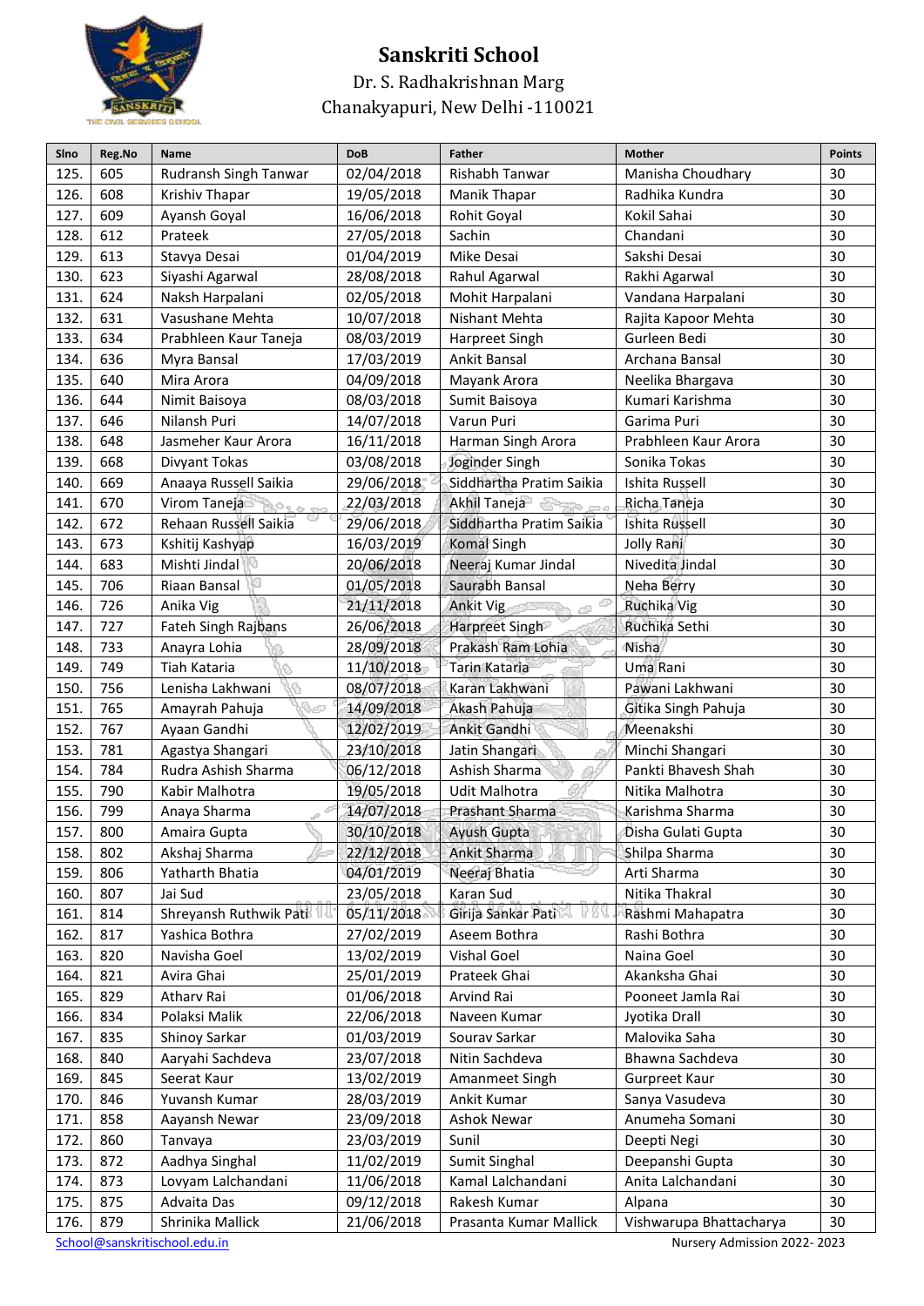# Sanskriti School

Dr. S. Radhakrishnan Marg

Chanakyapuri, New Delhi -110021

| Slno | Reg.No | Name | DoB | Father | Mother | Points |
|---|---|---|---|---|---|---|
| 125. | 605 | Rudransh Singh Tanwar | 02/04/2018 | Rishabh Tanwar | Manisha Choudhary | 30 |
| 126. | 608 | Krishiv Thapar | 19/05/2018 | Manik Thapar | Radhika Kundra | 30 |
| 127. | 609 | Ayansh Goyal | 16/06/2018 | Rohit Goyal | Kokil Sahai | 30 |
| 128. | 612 | Prateek | 27/05/2018 | Sachin | Chandani | 30 |
| 129. | 613 | Stavya Desai | 01/04/2019 | Mike Desai | Sakshi Desai | 30 |
| 130. | 623 | Siyashi Agarwal | 28/08/2018 | Rahul Agarwal | Rakhi Agarwal | 30 |
| 131. | 624 | Naksh Harpalani | 02/05/2018 | Mohit Harpalani | Vandana Harpalani | 30 |
| 132. | 631 | Vasushane Mehta | 10/07/2018 | Nishant Mehta | Rajita Kapoor Mehta | 30 |
| 133. | 634 | Prabhleen Kaur Taneja | 08/03/2019 | Harpreet Singh | Gurleen Bedi | 30 |
| 134. | 636 | Myra Bansal | 17/03/2019 | Ankit Bansal | Archana Bansal | 30 |
| 135. | 640 | Mira Arora | 04/09/2018 | Mayank Arora | Neelika Bhargava | 30 |
| 136. | 644 | Nimit Baisoya | 08/03/2018 | Sumit Baisoya | Kumari Karishma | 30 |
| 137. | 646 | Nilansh Puri | 14/07/2018 | Varun Puri | Garima Puri | 30 |
| 138. | 648 | Jasmeher Kaur Arora | 16/11/2018 | Harman Singh Arora | Prabhleen Kaur Arora | 30 |
| 139. | 668 | Divyant Tokas | 03/08/2018 | Joginder Singh | Sonika Tokas | 30 |
| 140. | 669 | Anaaya Russell Saikia | 29/06/2018 | Siddhartha Pratim Saikia | Ishita Russell | 30 |
| 141. | 670 | Virom Taneja | 22/03/2018 | Akhil Taneja | Richa Taneja | 30 |
| 142. | 672 | Rehaan Russell Saikia | 29/06/2018 | Siddhartha Pratim Saikia | Ishita Russell | 30 |
| 143. | 673 | Kshitij Kashyap | 16/03/2019 | Komal Singh | Jolly Rani | 30 |
| 144. | 683 | Mishti Jindal | 20/06/2018 | Neeraj Kumar Jindal | Nivedita Jindal | 30 |
| 145. | 706 | Riaan Bansal | 01/05/2018 | Saurabh Bansal | Neha Berry | 30 |
| 146. | 726 | Anika Vig | 21/11/2018 | Ankit Vig | Ruchika Vig | 30 |
| 147. | 727 | Fateh Singh Rajbans | 26/06/2018 | Harpreet Singh | Ruchika Sethi | 30 |
| 148. | 733 | Anayra Lohia | 28/09/2018 | Prakash Ram Lohia | Nisha | 30 |
| 149. | 749 | Tiah Kataria | 11/10/2018 | Tarin Kataria | Uma Rani | 30 |
| 150. | 756 | Lenisha Lakhwani | 08/07/2018 | Karan Lakhwani | Pawani Lakhwani | 30 |
| 151. | 765 | Amayrah Pahuja | 14/09/2018 | Akash Pahuja | Gitika Singh Pahuja | 30 |
| 152. | 767 | Ayaan Gandhi | 12/02/2019 | Ankit Gandhi | Meenakshi | 30 |
| 153. | 781 | Agastya Shangari | 23/10/2018 | Jatin Shangari | Minchi Shangari | 30 |
| 154. | 784 | Rudra Ashish Sharma | 06/12/2018 | Ashish Sharma | Pankti Bhavesh Shah | 30 |
| 155. | 790 | Kabir Malhotra | 19/05/2018 | Udit Malhotra | Nitika Malhotra | 30 |
| 156. | 799 | Anaya Sharma | 14/07/2018 | Prashant Sharma | Karishma Sharma | 30 |
| 157. | 800 | Amaira Gupta | 30/10/2018 | Ayush Gupta | Disha Gulati Gupta | 30 |
| 158. | 802 | Akshaj Sharma | 22/12/2018 | Ankit Sharma | Shilpa Sharma | 30 |
| 159. | 806 | Yatharth Bhatia | 04/01/2019 | Neeraj Bhatia | Arti Sharma | 30 |
| 160. | 807 | Jai Sud | 23/05/2018 | Karan Sud | Nitika Thakral | 30 |
| 161. | 814 | Shreyansh Ruthwik Pati | 05/11/2018 | Girija Sankar Pati | Rashmi Mahapatra | 30 |
| 162. | 817 | Yashica Bothra | 27/02/2019 | Aseem Bothra | Rashi Bothra | 30 |
| 163. | 820 | Navisha Goel | 13/02/2019 | Vishal Goel | Naina Goel | 30 |
| 164. | 821 | Avira Ghai | 25/01/2019 | Prateek Ghai | Akanksha Ghai | 30 |
| 165. | 829 | Atharv Rai | 01/06/2018 | Arvind Rai | Pooneet Jamla Rai | 30 |
| 166. | 834 | Polaksi Malik | 22/06/2018 | Naveen Kumar | Jyotika Drall | 30 |
| 167. | 835 | Shinoy Sarkar | 01/03/2019 | Sourav Sarkar | Malovika Saha | 30 |
| 168. | 840 | Aaryahi Sachdeva | 23/07/2018 | Nitin Sachdeva | Bhawna Sachdeva | 30 |
| 169. | 845 | Seerat Kaur | 13/02/2019 | Amanmeet Singh | Gurpreet Kaur | 30 |
| 170. | 846 | Yuvansh Kumar | 28/03/2019 | Ankit Kumar | Sanya Vasudeva | 30 |
| 171. | 858 | Aayansh Newar | 23/09/2018 | Ashok Newar | Anumeha Somani | 30 |
| 172. | 860 | Tanvaya | 23/03/2019 | Sunil | Deepti Negi | 30 |
| 173. | 872 | Aadhya Singhal | 11/02/2019 | Sumit Singhal | Deepanshi Gupta | 30 |
| 174. | 873 | Lovyam Lalchandani | 11/06/2018 | Kamal Lalchandani | Anita Lalchandani | 30 |
| 175. | 875 | Advaita Das | 09/12/2018 | Rakesh Kumar | Alpana | 30 |
| 176. | 879 | Shrinika Mallick | 21/06/2018 | Prasanta Kumar Mallick | Vishwarupa Bhattacharya | 30 |

School@sanskritischool.edu.in

Nursery Admission 2022- 2023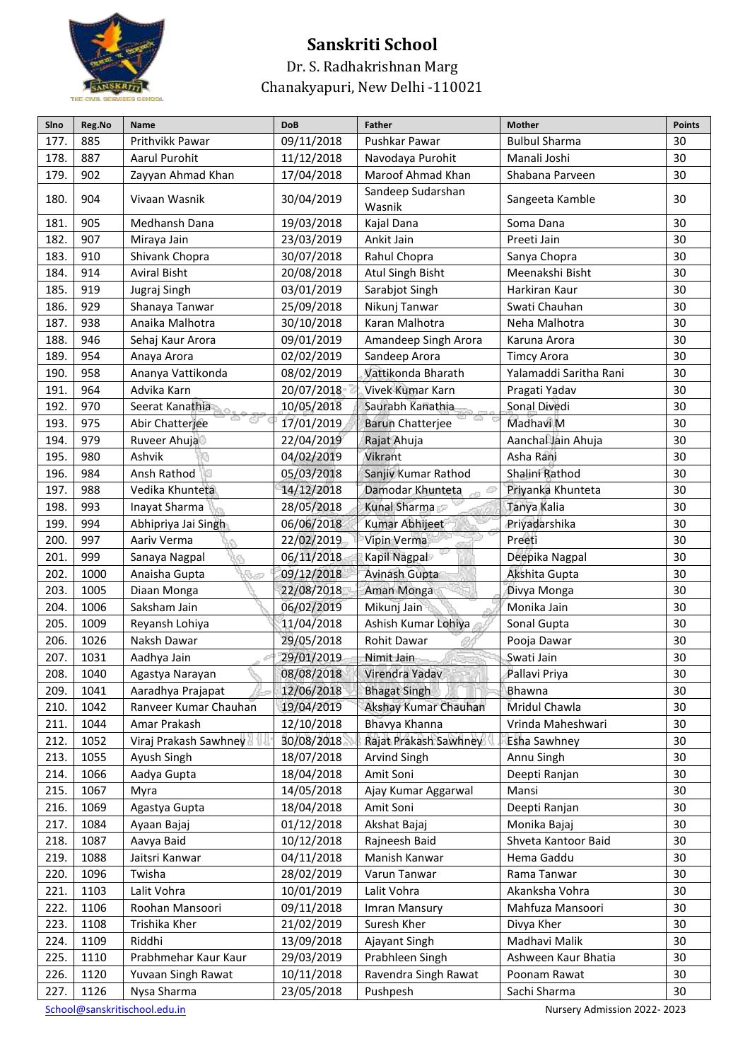# Sanskriti School

Dr. S. Radhakrishnan Marg

Chanakyapuri, New Delhi -110021

| Slno | Reg.No | Name | DoB | Father | Mother | Points |
|---|---|---|---|---|---|---|
| 177. | 885 | Prithvikk Pawar | 09/11/2018 | Pushkar Pawar | Bulbul Sharma | 30 |
| 178. | 887 | Aarul Purohit | 11/12/2018 | Navodaya Purohit | Manali Joshi | 30 |
| 179. | 902 | Zayyan Ahmad Khan | 17/04/2018 | Maroof Ahmad Khan | Shabana Parveen | 30 |
| 180. | 904 | Vivaan Wasnik | 30/04/2019 | Sandeep Sudarshan Wasnik | Sangeeta Kamble | 30 |
| 181. | 905 | Medhansh Dana | 19/03/2018 | Kajal Dana | Soma Dana | 30 |
| 182. | 907 | Miraya Jain | 23/03/2019 | Ankit Jain | Preeti Jain | 30 |
| 183. | 910 | Shivank Chopra | 30/07/2018 | Rahul Chopra | Sanya Chopra | 30 |
| 184. | 914 | Aviral Bisht | 20/08/2018 | Atul Singh Bisht | Meenakshi Bisht | 30 |
| 185. | 919 | Jugraj Singh | 03/01/2019 | Sarabjot Singh | Harkiran Kaur | 30 |
| 186. | 929 | Shanaya Tanwar | 25/09/2018 | Nikunj Tanwar | Swati Chauhan | 30 |
| 187. | 938 | Anaika Malhotra | 30/10/2018 | Karan Malhotra | Neha Malhotra | 30 |
| 188. | 946 | Sehaj Kaur Arora | 09/01/2019 | Amandeep Singh Arora | Karuna Arora | 30 |
| 189. | 954 | Anaya Arora | 02/02/2019 | Sandeep Arora | Timcy Arora | 30 |
| 190. | 958 | Ananya Vattikonda | 08/02/2019 | Vattikonda Bharath | Yalamaddi Saritha Rani | 30 |
| 191. | 964 | Advika Karn | 20/07/2018 | Vivek Kumar Karn | Pragati Yadav | 30 |
| 192. | 970 | Seerat Kanathia | 10/05/2018 | Saurabh Kanathia | Sonal Divedi | 30 |
| 193. | 975 | Abir Chatterjee | 17/01/2019 | Barun Chatterjee | Madhavi M | 30 |
| 194. | 979 | Ruveer Ahuja | 22/04/2019 | Rajat Ahuja | Aanchal Jain Ahuja | 30 |
| 195. | 980 | Ashvik | 04/02/2019 | Vikrant | Asha Rani | 30 |
| 196. | 984 | Ansh Rathod | 05/03/2018 | Sanjiv Kumar Rathod | Shalini Rathod | 30 |
| 197. | 988 | Vedika Khunteta | 14/12/2018 | Damodar Khunteta | Priyanka Khunteta | 30 |
| 198. | 993 | Inayat Sharma | 28/05/2018 | Kunal Sharma | Tanya Kalia | 30 |
| 199. | 994 | Abhipriya Jai Singh | 06/06/2018 | Kumar Abhijeet | Priyadarshika | 30 |
| 200. | 997 | Aariv Verma | 22/02/2019 | Vipin Verma | Preeti | 30 |
| 201. | 999 | Sanaya Nagpal | 06/11/2018 | Kapil Nagpal | Deepika Nagpal | 30 |
| 202. | 1000 | Anaisha Gupta | 09/12/2018 | Avinash Gupta | Akshita Gupta | 30 |
| 203. | 1005 | Diaan Monga | 22/08/2018 | Aman Monga | Divya Monga | 30 |
| 204. | 1006 | Saksham Jain | 06/02/2019 | Mikunj Jain | Monika Jain | 30 |
| 205. | 1009 | Reyansh Lohiya | 11/04/2018 | Ashish Kumar Lohiya | Sonal Gupta | 30 |
| 206. | 1026 | Naksh Dawar | 29/05/2018 | Rohit Dawar | Pooja Dawar | 30 |
| 207. | 1031 | Aadhya Jain | 29/01/2019 | Nimit Jain | Swati Jain | 30 |
| 208. | 1040 | Agastya Narayan | 08/08/2018 | Virendra Yadav | Pallavi Priya | 30 |
| 209. | 1041 | Aaradhya Prajapat | 12/06/2018 | Bhagat Singh | Bhawna | 30 |
| 210. | 1042 | Ranveer Kumar Chauhan | 19/04/2019 | Akshay Kumar Chauhan | Mridul Chawla | 30 |
| 211. | 1044 | Amar Prakash | 12/10/2018 | Bhavya Khanna | Vrinda Maheshwari | 30 |
| 212. | 1052 | Viraj Prakash Sawhney | 30/08/2018 | Rajat Prakash Sawhney | Esha Sawhney | 30 |
| 213. | 1055 | Ayush Singh | 18/07/2018 | Arvind Singh | Annu Singh | 30 |
| 214. | 1066 | Aadya Gupta | 18/04/2018 | Amit Soni | Deepti Ranjan | 30 |
| 215. | 1067 | Myra | 14/05/2018 | Ajay Kumar Aggarwal | Mansi | 30 |
| 216. | 1069 | Agastya Gupta | 18/04/2018 | Amit Soni | Deepti Ranjan | 30 |
| 217. | 1084 | Ayaan Bajaj | 01/12/2018 | Akshat Bajaj | Monika Bajaj | 30 |
| 218. | 1087 | Aavya Baid | 10/12/2018 | Rajneesh Baid | Shveta Kantoor Baid | 30 |
| 219. | 1088 | Jaitsri Kanwar | 04/11/2018 | Manish Kanwar | Hema Gaddu | 30 |
| 220. | 1096 | Twisha | 28/02/2019 | Varun Tanwar | Rama Tanwar | 30 |
| 221. | 1103 | Lalit Vohra | 10/01/2019 | Lalit Vohra | Akanksha Vohra | 30 |
| 222. | 1106 | Roohan Mansoori | 09/11/2018 | Imran Mansury | Mahfuza Mansoori | 30 |
| 223. | 1108 | Trishika Kher | 21/02/2019 | Suresh Kher | Divya Kher | 30 |
| 224. | 1109 | Riddhi | 13/09/2018 | Ajayant Singh | Madhavi Malik | 30 |
| 225. | 1110 | Prabhmehar Kaur Kaur | 29/03/2019 | Prabhleen Singh | Ashween Kaur Bhatia | 30 |
| 226. | 1120 | Yuvaan Singh Rawat | 10/11/2018 | Ravendra Singh Rawat | Poonam Rawat | 30 |
| 227. | 1126 | Nysa Sharma | 23/05/2018 | Pushpesh | Sachi Sharma | 30 |

School@sanskritischool.edu.in

Nursery Admission 2022- 2023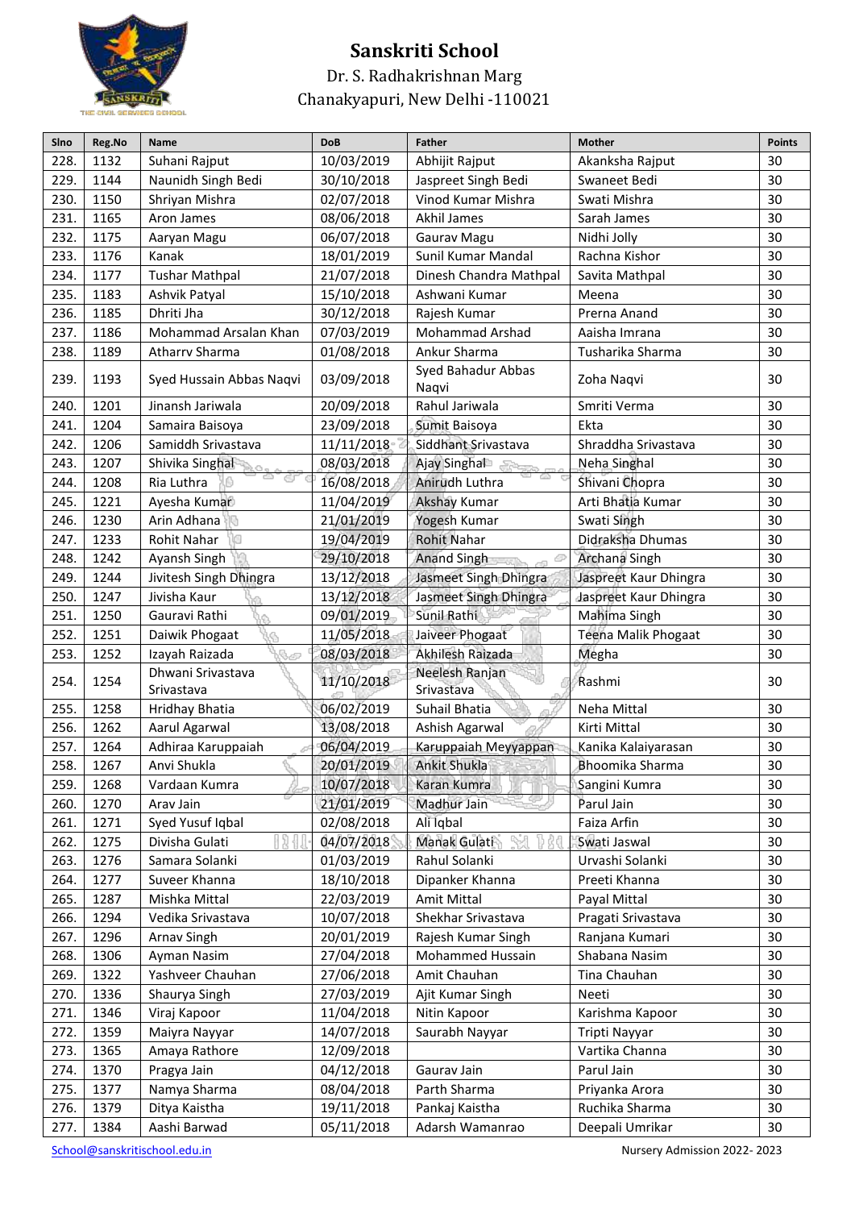# Sanskriti School

Dr. S. Radhakrishnan Marg

Chanakyapuri, New Delhi -110021

| Slno | Reg.No | Name | DoB | Father | Mother | Points |
|---|---|---|---|---|---|---|
| 228. | 1132 | Suhani Rajput | 10/03/2019 | Abhijit Rajput | Akanksha Rajput | 30 |
| 229. | 1144 | Naunidh Singh Bedi | 30/10/2018 | Jaspreet Singh Bedi | Swaneet Bedi | 30 |
| 230. | 1150 | Shriyan Mishra | 02/07/2018 | Vinod Kumar Mishra | Swati Mishra | 30 |
| 231. | 1165 | Aron James | 08/06/2018 | Akhil James | Sarah James | 30 |
| 232. | 1175 | Aaryan Magu | 06/07/2018 | Gaurav Magu | Nidhi Jolly | 30 |
| 233. | 1176 | Kanak | 18/01/2019 | Sunil Kumar Mandal | Rachna Kishor | 30 |
| 234. | 1177 | Tushar Mathpal | 21/07/2018 | Dinesh Chandra Mathpal | Savita Mathpal | 30 |
| 235. | 1183 | Ashvik Patyal | 15/10/2018 | Ashwani Kumar | Meena | 30 |
| 236. | 1185 | Dhriti Jha | 30/12/2018 | Rajesh Kumar | Prerna Anand | 30 |
| 237. | 1186 | Mohammad Arsalan Khan | 07/03/2019 | Mohammad Arshad | Aaisha Imrana | 30 |
| 238. | 1189 | Atharrv Sharma | 01/08/2018 | Ankur Sharma | Tusharika Sharma | 30 |
| 239. | 1193 | Syed Hussain Abbas Naqvi | 03/09/2018 | Syed Bahadur Abbas Naqvi | Zoha Naqvi | 30 |
| 240. | 1201 | Jinansh Jariwala | 20/09/2018 | Rahul Jariwala | Smriti Verma | 30 |
| 241. | 1204 | Samaira Baisoya | 23/09/2018 | Sumit Baisoya | Ekta | 30 |
| 242. | 1206 | Samiddh Srivastava | 11/11/2018 | Siddhant Srivastava | Shraddha Srivastava | 30 |
| 243. | 1207 | Shivika Singhal | 08/03/2018 | Ajay Singhal | Neha Singhal | 30 |
| 244. | 1208 | Ria Luthra | 16/08/2018 | Anirudh Luthra | Shivani Chopra | 30 |
| 245. | 1221 | Ayesha Kumar | 11/04/2019 | Akshay Kumar | Arti Bhatia Kumar | 30 |
| 246. | 1230 | Arin Adhana | 21/01/2019 | Yogesh Kumar | Swati Singh | 30 |
| 247. | 1233 | Rohit Nahar | 19/04/2019 | Rohit Nahar | Didraksha Dhumas | 30 |
| 248. | 1242 | Ayansh Singh | 29/10/2018 | Anand Singh | Archana Singh | 30 |
| 249. | 1244 | Jivitesh Singh Dhingra | 13/12/2018 | Jasmeet Singh Dhingra | Jaspreet Kaur Dhingra | 30 |
| 250. | 1247 | Jivisha Kaur | 13/12/2018 | Jasmeet Singh Dhingra | Jaspreet Kaur Dhingra | 30 |
| 251. | 1250 | Gauravi Rathi | 09/01/2019 | Sunil Rathi | Mahima Singh | 30 |
| 252. | 1251 | Daiwik Phogaat | 11/05/2018 | Jaiveer Phogaat | Teena Malik Phogaat | 30 |
| 253. | 1252 | Izayah Raizada | 08/03/2018 | Akhilesh Raizada | Megha | 30 |
| 254. | 1254 | Dhwani Srivastava Srivastava | 11/10/2018 | Neelesh Ranjan Srivastava | Rashmi | 30 |
| 255. | 1258 | Hridhay Bhatia | 06/02/2019 | Suhail Bhatia | Neha Mittal | 30 |
| 256. | 1262 | Aarul Agarwal | 13/08/2018 | Ashish Agarwal | Kirti Mittal | 30 |
| 257. | 1264 | Adhiraa Karuppaiah | 06/04/2019 | Karuppaiah Meyyappan | Kanika Kalaiyarasan | 30 |
| 258. | 1267 | Anvi Shukla | 20/01/2019 | Ankit Shukla | Bhoomika Sharma | 30 |
| 259. | 1268 | Vardaan Kumra | 10/07/2018 | Karan Kumra | Sangini Kumra | 30 |
| 260. | 1270 | Arav Jain | 21/01/2019 | Madhur Jain | Parul Jain | 30 |
| 261. | 1271 | Syed Yusuf Iqbal | 02/08/2018 | Ali Iqbal | Faiza Arfin | 30 |
| 262. | 1275 | Divisha Gulati | 04/07/2018 | Manak Gulati | Swati Jaswal | 30 |
| 263. | 1276 | Samara Solanki | 01/03/2019 | Rahul Solanki | Urvashi Solanki | 30 |
| 264. | 1277 | Suveer Khanna | 18/10/2018 | Dipanker Khanna | Preeti Khanna | 30 |
| 265. | 1287 | Mishka Mittal | 22/03/2019 | Amit Mittal | Payal Mittal | 30 |
| 266. | 1294 | Vedika Srivastava | 10/07/2018 | Shekhar Srivastava | Pragati Srivastava | 30 |
| 267. | 1296 | Arnav Singh | 20/01/2019 | Rajesh Kumar Singh | Ranjana Kumari | 30 |
| 268. | 1306 | Ayman Nasim | 27/04/2018 | Mohammed Hussain | Shabana Nasim | 30 |
| 269. | 1322 | Yashveer Chauhan | 27/06/2018 | Amit Chauhan | Tina Chauhan | 30 |
| 270. | 1336 | Shaurya Singh | 27/03/2019 | Ajit Kumar Singh | Neeti | 30 |
| 271. | 1346 | Viraj Kapoor | 11/04/2018 | Nitin Kapoor | Karishma Kapoor | 30 |
| 272. | 1359 | Maiyra Nayyar | 14/07/2018 | Saurabh Nayyar | Tripti Nayyar | 30 |
| 273. | 1365 | Amaya Rathore | 12/09/2018 | | Vartika Channa | 30 |
| 274. | 1370 | Pragya Jain | 04/12/2018 | Gaurav Jain | Parul Jain | 30 |
| 275. | 1377 | Namya Sharma | 08/04/2018 | Parth Sharma | Priyanka Arora | 30 |
| 276. | 1379 | Ditya Kaistha | 19/11/2018 | Pankaj Kaistha | Ruchika Sharma | 30 |
| 277. | 1384 | Aashi Barwad | 05/11/2018 | Adarsh Wamanrao | Deepali Umrikar | 30 |

School@sanskritischool.edu.in — Nursery Admission 2022- 2023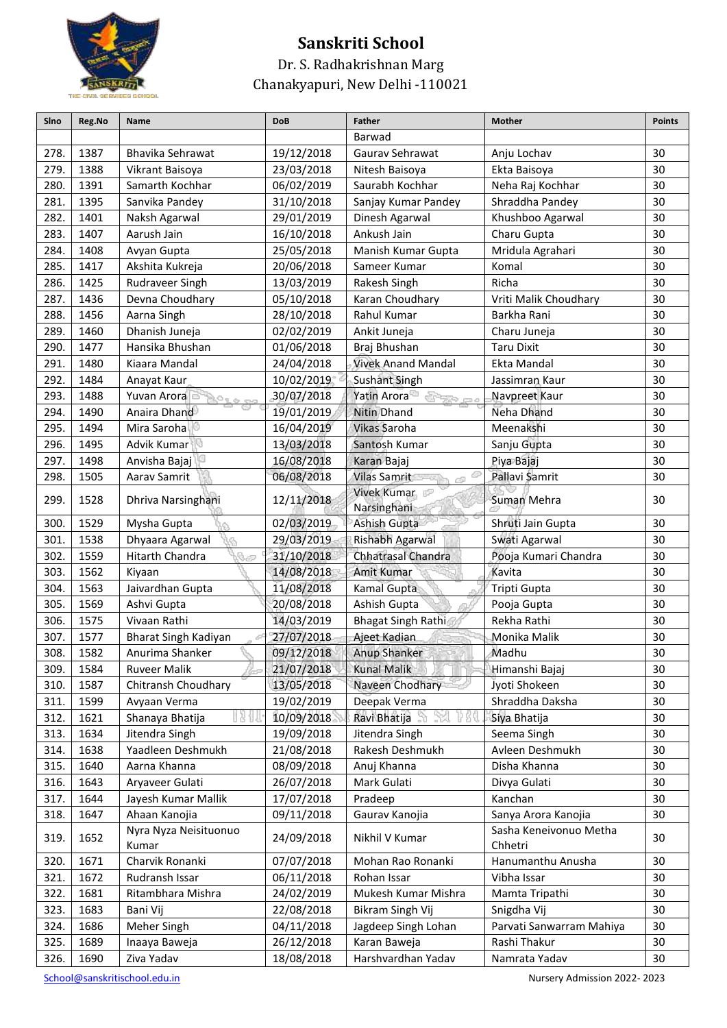# Sanskriti School

Dr. S. Radhakrishnan Marg

Chanakyapuri, New Delhi -110021

| Slno | Reg.No | Name | DoB | Father | Mother | Points |
|---|---|---|---|---|---|---|
| | | | | Barwad | | |
| 278. | 1387 | Bhavika Sehrawat | 19/12/2018 | Gaurav Sehrawat | Anju Lochav | 30 |
| 279. | 1388 | Vikrant Baisoya | 23/03/2018 | Nitesh Baisoya | Ekta Baisoya | 30 |
| 280. | 1391 | Samarth Kochhar | 06/02/2019 | Saurabh Kochhar | Neha Raj Kochhar | 30 |
| 281. | 1395 | Sanvika Pandey | 31/10/2018 | Sanjay Kumar Pandey | Shraddha Pandey | 30 |
| 282. | 1401 | Naksh Agarwal | 29/01/2019 | Dinesh Agarwal | Khushboo Agarwal | 30 |
| 283. | 1407 | Aarush Jain | 16/10/2018 | Ankush Jain | Charu Gupta | 30 |
| 284. | 1408 | Avyan Gupta | 25/05/2018 | Manish Kumar Gupta | Mridula Agrahari | 30 |
| 285. | 1417 | Akshita Kukreja | 20/06/2018 | Sameer Kumar | Komal | 30 |
| 286. | 1425 | Rudraveer Singh | 13/03/2019 | Rakesh Singh | Richa | 30 |
| 287. | 1436 | Devna Choudhary | 05/10/2018 | Karan Choudhary | Vriti Malik Choudhary | 30 |
| 288. | 1456 | Aarna Singh | 28/10/2018 | Rahul Kumar | Barkha Rani | 30 |
| 289. | 1460 | Dhanish Juneja | 02/02/2019 | Ankit Juneja | Charu Juneja | 30 |
| 290. | 1477 | Hansika Bhushan | 01/06/2018 | Braj Bhushan | Taru Dixit | 30 |
| 291. | 1480 | Kiaara Mandal | 24/04/2018 | Vivek Anand Mandal | Ekta Mandal | 30 |
| 292. | 1484 | Anayat Kaur | 10/02/2019 | Sushant Singh | Jassimran Kaur | 30 |
| 293. | 1488 | Yuvan Arora | 30/07/2018 | Yatin Arora | Navpreet Kaur | 30 |
| 294. | 1490 | Anaira Dhand | 19/01/2019 | Nitin Dhand | Neha Dhand | 30 |
| 295. | 1494 | Mira Saroha | 16/04/2019 | Vikas Saroha | Meenakshi | 30 |
| 296. | 1495 | Advik Kumar | 13/03/2018 | Santosh Kumar | Sanju Gupta | 30 |
| 297. | 1498 | Anvisha Bajaj | 16/08/2018 | Karan Bajaj | Piya Bajaj | 30 |
| 298. | 1505 | Aarav Samrit | 06/08/2018 | Vilas Samrit | Pallavi Samrit | 30 |
| 299. | 1528 | Dhriva Narsinghani | 12/11/2018 | Vivek Kumar Narsinghani | Suman Mehra | 30 |
| 300. | 1529 | Mysha Gupta | 02/03/2019 | Ashish Gupta | Shruti Jain Gupta | 30 |
| 301. | 1538 | Dhyaara Agarwal | 29/03/2019 | Rishabh Agarwal | Swati Agarwal | 30 |
| 302. | 1559 | Hitarth Chandra | 31/10/2018 | Chhatrasal Chandra | Pooja Kumari Chandra | 30 |
| 303. | 1562 | Kiyaan | 14/08/2018 | Amit Kumar | Kavita | 30 |
| 304. | 1563 | Jaivardhan Gupta | 11/08/2018 | Kamal Gupta | Tripti Gupta | 30 |
| 305. | 1569 | Ashvi Gupta | 20/08/2018 | Ashish Gupta | Pooja Gupta | 30 |
| 306. | 1575 | Vivaan Rathi | 14/03/2019 | Bhagat Singh Rathi | Rekha Rathi | 30 |
| 307. | 1577 | Bharat Singh Kadiyan | 27/07/2018 | Ajeet Kadian | Monika Malik | 30 |
| 308. | 1582 | Anurima Shanker | 09/12/2018 | Anup Shanker | Madhu | 30 |
| 309. | 1584 | Ruveer Malik | 21/07/2018 | Kunal Malik | Himanshi Bajaj | 30 |
| 310. | 1587 | Chitransh Choudhary | 13/05/2018 | Naveen Chodhary | Jyoti Shokeen | 30 |
| 311. | 1599 | Avyaan Verma | 19/02/2019 | Deepak Verma | Shraddha Daksha | 30 |
| 312. | 1621 | Shanaya Bhatija | 10/09/2018 | Ravi Bhatija | Siya Bhatija | 30 |
| 313. | 1634 | Jitendra Singh | 19/09/2018 | Jitendra Singh | Seema Singh | 30 |
| 314. | 1638 | Yaadleen Deshmukh | 21/08/2018 | Rakesh Deshmukh | Avleen Deshmukh | 30 |
| 315. | 1640 | Aarna Khanna | 08/09/2018 | Anuj Khanna | Disha Khanna | 30 |
| 316. | 1643 | Aryaveer Gulati | 26/07/2018 | Mark Gulati | Divya Gulati | 30 |
| 317. | 1644 | Jayesh Kumar Mallik | 17/07/2018 | Pradeep | Kanchan | 30 |
| 318. | 1647 | Ahaan Kanojia | 09/11/2018 | Gaurav Kanojia | Sanya Arora Kanojia | 30 |
| 319. | 1652 | Nyra Nyza Neisituonuo Kumar | 24/09/2018 | Nikhil V Kumar | Sasha Keneivonuo Metha Chhetri | 30 |
| 320. | 1671 | Charvik Ronanki | 07/07/2018 | Mohan Rao Ronanki | Hanumanthu Anusha | 30 |
| 321. | 1672 | Rudransh Issar | 06/11/2018 | Rohan Issar | Vibha Issar | 30 |
| 322. | 1681 | Ritambhara Mishra | 24/02/2019 | Mukesh Kumar Mishra | Mamta Tripathi | 30 |
| 323. | 1683 | Bani Vij | 22/08/2018 | Bikram Singh Vij | Snigdha Vij | 30 |
| 324. | 1686 | Meher Singh | 04/11/2018 | Jagdeep Singh Lohan | Parvati Sanwarram Mahiya | 30 |
| 325. | 1689 | Inaaya Baweja | 26/12/2018 | Karan Baweja | Rashi Thakur | 30 |
| 326. | 1690 | Ziva Yadav | 18/08/2018 | Harshvardhan Yadav | Namrata Yadav | 30 |

School@sanskritischool.edu.in Nursery Admission 2022- 2023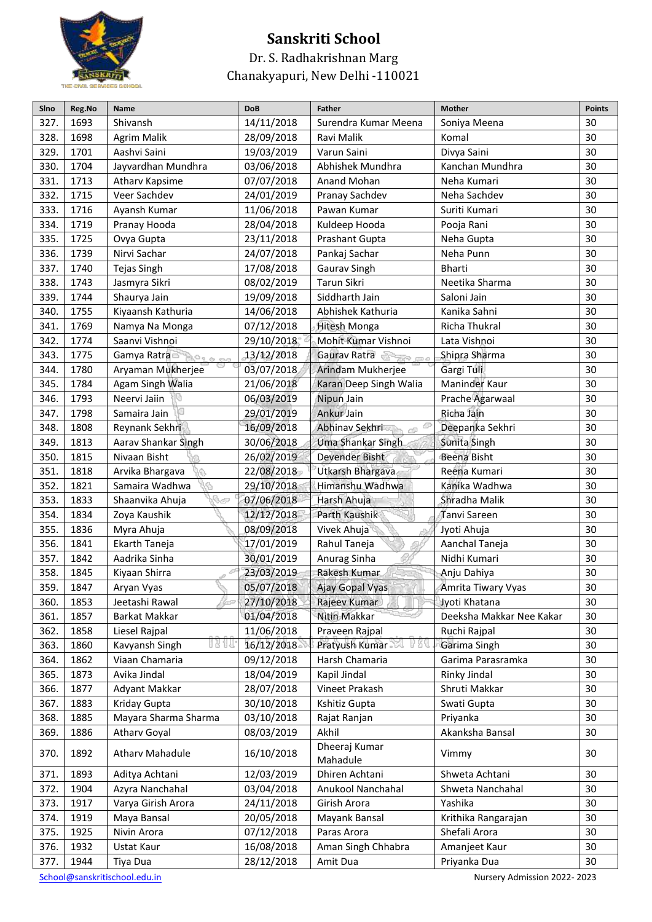# Sanskriti School

Dr. S. Radhakrishnan Marg

Chanakyapuri, New Delhi -110021

| Slno | Reg.No | Name | DoB | Father | Mother | Points |
|---|---|---|---|---|---|---|
| 327. | 1693 | Shivansh | 14/11/2018 | Surendra Kumar Meena | Soniya Meena | 30 |
| 328. | 1698 | Agrim Malik | 28/09/2018 | Ravi Malik | Komal | 30 |
| 329. | 1701 | Aashvi Saini | 19/03/2019 | Varun Saini | Divya Saini | 30 |
| 330. | 1704 | Jayvardhan Mundhra | 03/06/2018 | Abhishek Mundhra | Kanchan Mundhra | 30 |
| 331. | 1713 | Atharv Kapsime | 07/07/2018 | Anand Mohan | Neha Kumari | 30 |
| 332. | 1715 | Veer Sachdev | 24/01/2019 | Pranay Sachdev | Neha Sachdev | 30 |
| 333. | 1716 | Ayansh Kumar | 11/06/2018 | Pawan Kumar | Suriti Kumari | 30 |
| 334. | 1719 | Pranay Hooda | 28/04/2018 | Kuldeep Hooda | Pooja Rani | 30 |
| 335. | 1725 | Ovya Gupta | 23/11/2018 | Prashant Gupta | Neha Gupta | 30 |
| 336. | 1739 | Nirvi Sachar | 24/07/2018 | Pankaj Sachar | Neha Punn | 30 |
| 337. | 1740 | Tejas Singh | 17/08/2018 | Gaurav Singh | Bharti | 30 |
| 338. | 1743 | Jasmyra Sikri | 08/02/2019 | Tarun Sikri | Neetika Sharma | 30 |
| 339. | 1744 | Shaurya Jain | 19/09/2018 | Siddharth Jain | Saloni Jain | 30 |
| 340. | 1755 | Kiyaansh Kathuria | 14/06/2018 | Abhishek Kathuria | Kanika Sahni | 30 |
| 341. | 1769 | Namya Na Monga | 07/12/2018 | Hitesh Monga | Richa Thukral | 30 |
| 342. | 1774 | Saanvi Vishnoi | 29/10/2018 | Mohit Kumar Vishnoi | Lata Vishnoi | 30 |
| 343. | 1775 | Gamya Ratra | 13/12/2018 | Gaurav Ratra | Shipra Sharma | 30 |
| 344. | 1780 | Aryaman Mukherjee | 03/07/2018 | Arindam Mukherjee | Gargi Tuli | 30 |
| 345. | 1784 | Agam Singh Walia | 21/06/2018 | Karan Deep Singh Walia | Maninder Kaur | 30 |
| 346. | 1793 | Neervi Jaiin | 06/03/2019 | Nipun Jain | Prache Agarwaal | 30 |
| 347. | 1798 | Samaira Jain | 29/01/2019 | Ankur Jain | Richa Jain | 30 |
| 348. | 1808 | Reynank Sekhri | 16/09/2018 | Abhinav Sekhri | Deepanka Sekhri | 30 |
| 349. | 1813 | Aarav Shankar Singh | 30/06/2018 | Uma Shankar Singh | Sunita Singh | 30 |
| 350. | 1815 | Nivaan Bisht | 26/02/2019 | Devender Bisht | Beena Bisht | 30 |
| 351. | 1818 | Arvika Bhargava | 22/08/2018 | Utkarsh Bhargava | Reena Kumari | 30 |
| 352. | 1821 | Samaira Wadhwa | 29/10/2018 | Himanshu Wadhwa | Kanika Wadhwa | 30 |
| 353. | 1833 | Shaanvika Ahuja | 07/06/2018 | Harsh Ahuja | Shradha Malik | 30 |
| 354. | 1834 | Zoya Kaushik | 12/12/2018 | Parth Kaushik | Tanvi Sareen | 30 |
| 355. | 1836 | Myra Ahuja | 08/09/2018 | Vivek Ahuja | Jyoti Ahuja | 30 |
| 356. | 1841 | Ekarth Taneja | 17/01/2019 | Rahul Taneja | Aanchal Taneja | 30 |
| 357. | 1842 | Aadrika Sinha | 30/01/2019 | Anurag Sinha | Nidhi Kumari | 30 |
| 358. | 1845 | Kiyaan Shirra | 23/03/2019 | Rakesh Kumar | Anju Dahiya | 30 |
| 359. | 1847 | Aryan Vyas | 05/07/2018 | Ajay Gopal Vyas | Amrita Tiwary Vyas | 30 |
| 360. | 1853 | Jeetashi Rawal | 27/10/2018 | Rajeev Kumar | Jyoti Khatana | 30 |
| 361. | 1857 | Barkat Makkar | 01/04/2018 | Nitin Makkar | Deeksha Makkar Nee Kakar | 30 |
| 362. | 1858 | Liesel Rajpal | 11/06/2018 | Praveen Rajpal | Ruchi Rajpal | 30 |
| 363. | 1860 | Kavyansh Singh | 16/12/2018 | Pratyush Kumar | Garima Singh | 30 |
| 364. | 1862 | Viaan Chamaria | 09/12/2018 | Harsh Chamaria | Garima Parasramka | 30 |
| 365. | 1873 | Avika Jindal | 18/04/2019 | Kapil Jindal | Rinky Jindal | 30 |
| 366. | 1877 | Adyant Makkar | 28/07/2018 | Vineet Prakash | Shruti Makkar | 30 |
| 367. | 1883 | Kriday Gupta | 30/10/2018 | Kshitiz Gupta | Swati Gupta | 30 |
| 368. | 1885 | Mayara Sharma Sharma | 03/10/2018 | Rajat Ranjan | Priyanka | 30 |
| 369. | 1886 | Atharv Goyal | 08/03/2019 | Akhil | Akanksha Bansal | 30 |
| 370. | 1892 | Atharv Mahadule | 16/10/2018 | Dheeraj Kumar Mahadule | Vimmy | 30 |
| 371. | 1893 | Aditya Achtani | 12/03/2019 | Dhiren Achtani | Shweta Achtani | 30 |
| 372. | 1904 | Azyra Nanchahal | 03/04/2018 | Anukool Nanchahal | Shweta Nanchahal | 30 |
| 373. | 1917 | Varya Girish Arora | 24/11/2018 | Girish Arora | Yashika | 30 |
| 374. | 1919 | Maya Bansal | 20/05/2018 | Mayank Bansal | Krithika Rangarajan | 30 |
| 375. | 1925 | Nivin Arora | 07/12/2018 | Paras Arora | Shefali Arora | 30 |
| 376. | 1932 | Ustat Kaur | 16/08/2018 | Aman Singh Chhabra | Amanjeet Kaur | 30 |
| 377. | 1944 | Tiya Dua | 28/12/2018 | Amit Dua | Priyanka Dua | 30 |

School@sanskritischool.edu.in

Nursery Admission 2022- 2023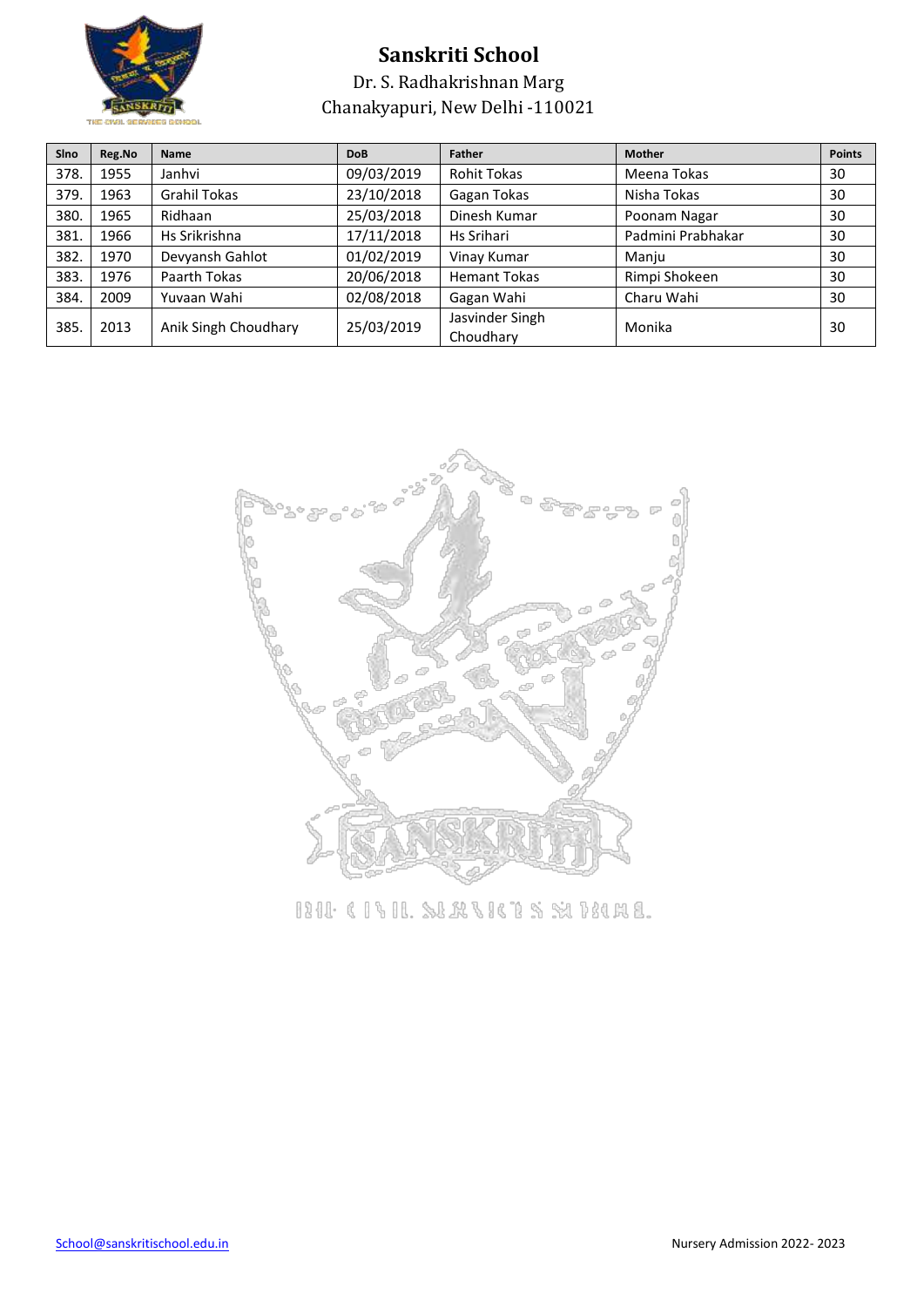# Sanskriti School

Dr. S. Radhakrishnan Marg
Chanakyapuri, New Delhi -110021

| Slno | Reg.No | Name | DoB | Father | Mother | Points |
|---|---|---|---|---|---|---|
| 378. | 1955 | Janhvi | 09/03/2019 | Rohit Tokas | Meena Tokas | 30 |
| 379. | 1963 | Grahil Tokas | 23/10/2018 | Gagan Tokas | Nisha Tokas | 30 |
| 380. | 1965 | Ridhaan | 25/03/2018 | Dinesh Kumar | Poonam Nagar | 30 |
| 381. | 1966 | Hs Srikrishna | 17/11/2018 | Hs Srihari | Padmini Prabhakar | 30 |
| 382. | 1970 | Devyansh Gahlot | 01/02/2019 | Vinay Kumar | Manju | 30 |
| 383. | 1976 | Paarth Tokas | 20/06/2018 | Hemant Tokas | Rimpi Shokeen | 30 |
| 384. | 2009 | Yuvaan Wahi | 02/08/2018 | Gagan Wahi | Charu Wahi | 30 |
| 385. | 2013 | Anik Singh Choudhary | 25/03/2019 | Jasvinder Singh Choudhary | Monika | 30 |

School@sanskritischool.edu.in

Nursery Admission 2022- 2023